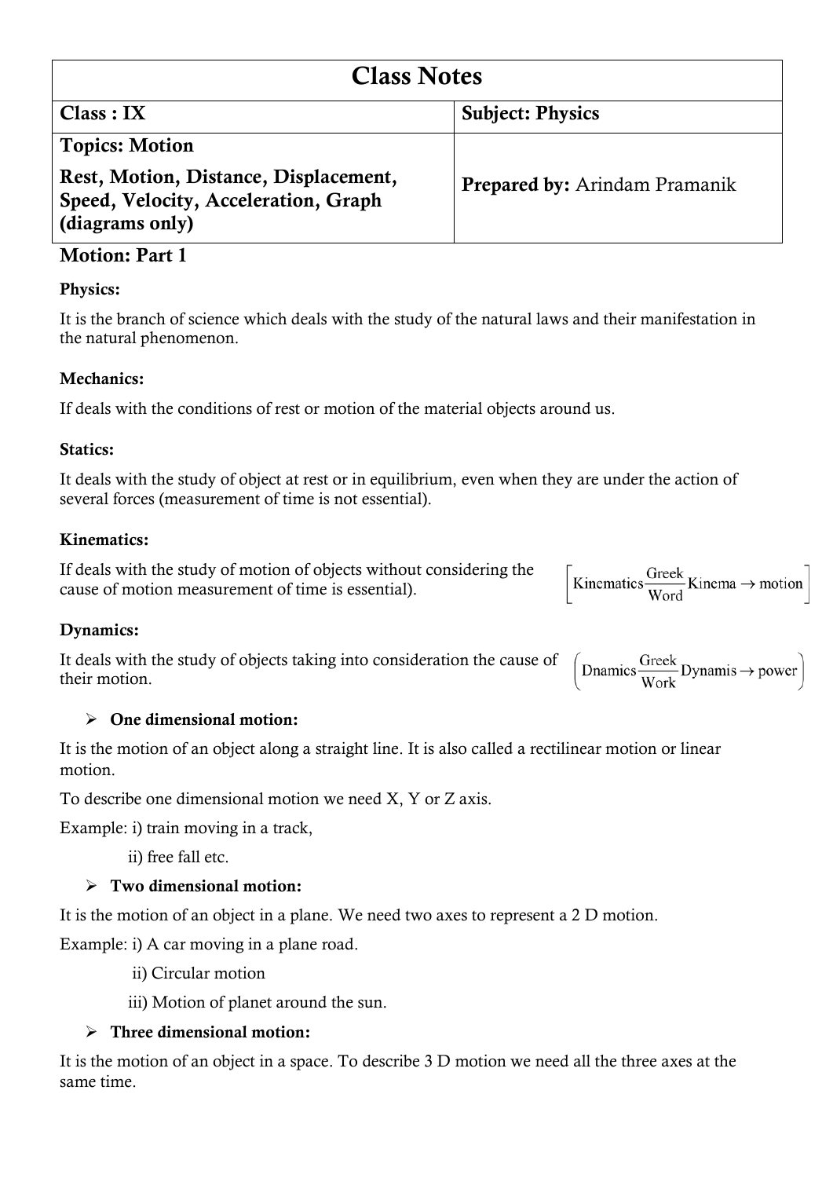# Class Notes

| Class : IX | Subject: Physics |
|---|---|
| **Topics: Motion**<br>**Rest, Motion, Distance, Displacement, Speed, Velocity, Acceleration, Graph (diagrams only)** | **Prepared by:** Arindam Pramanik |

## Motion: Part 1

**Physics:**

It is the branch of science which deals with the study of the natural laws and their manifestation in the natural phenomenon.

**Mechanics:**

If deals with the conditions of rest or motion of the material objects around us.

**Statics:**

It deals with the study of object at rest or in equilibrium, even when they are under the action of several forces (measurement of time is not essential).

**Kinematics:**

If deals with the study of motion of objects without considering the cause of motion measurement of time is essential).

$$\left[\text{Kinematics}\frac{\text{Greek}}{\text{Word}}\text{Kinema} \rightarrow \text{motion}\right]$$

**Dynamics:**

It deals with the study of objects taking into consideration the cause of their motion.

$$\left(\text{Dnamics}\frac{\text{Greek}}{\text{Work}}\text{Dynamis} \rightarrow \text{power}\right)$$

- **One dimensional motion:**

It is the motion of an object along a straight line. It is also called a rectilinear motion or linear motion.

To describe one dimensional motion we need X, Y or Z axis.

Example: i) train moving in a track,

ii) free fall etc.

- **Two dimensional motion:**

It is the motion of an object in a plane. We need two axes to represent a 2 D motion.

Example: i) A car moving in a plane road.

ii) Circular motion

iii) Motion of planet around the sun.

- **Three dimensional motion:**

It is the motion of an object in a space. To describe 3 D motion we need all the three axes at the same time.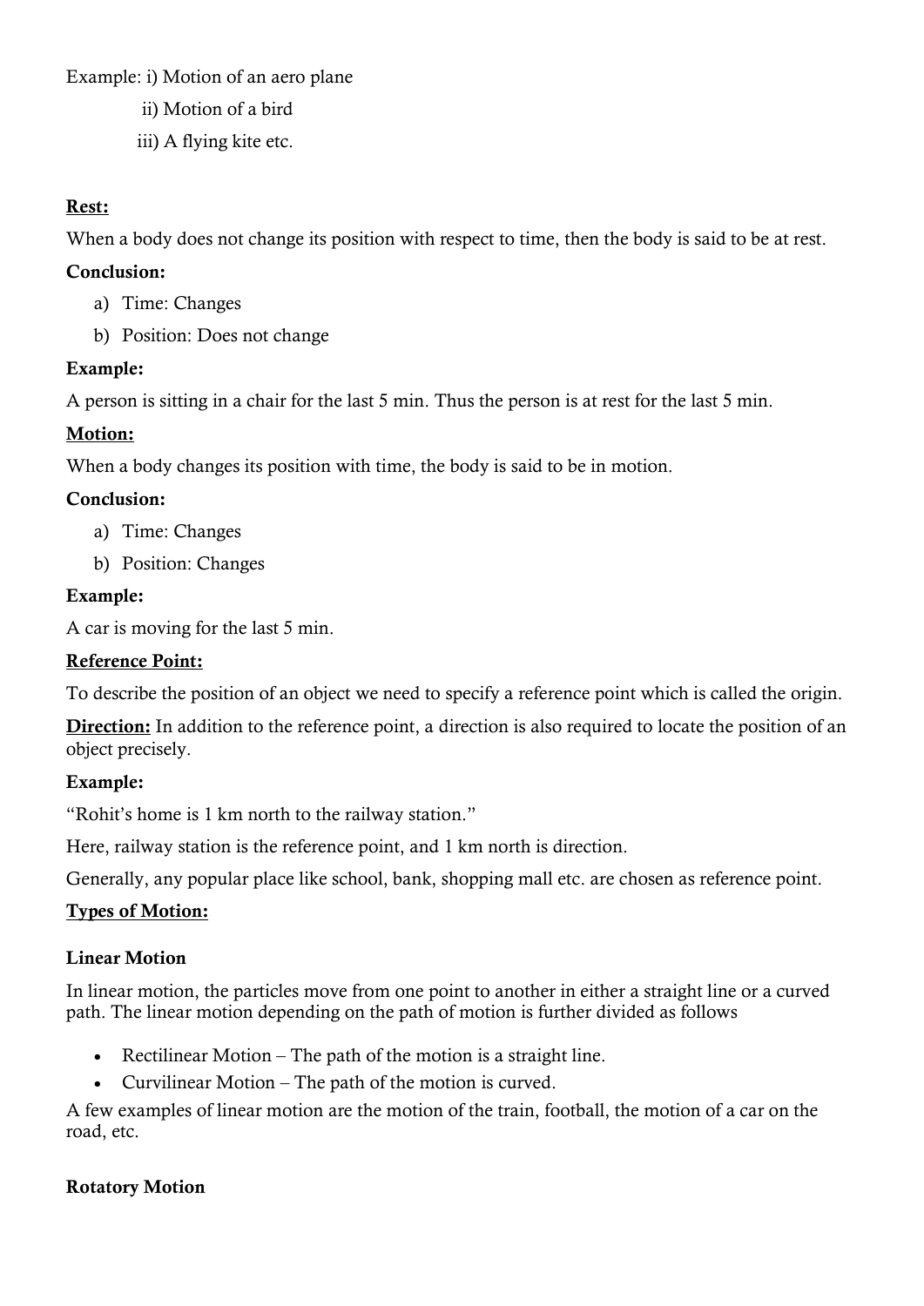Example: i) Motion of an aero plane

ii) Motion of a bird

iii) A flying kite etc.

**Rest:**

When a body does not change its position with respect to time, then the body is said to be at rest.

**Conclusion:**

a) Time: Changes
b) Position: Does not change

**Example:**

A person is sitting in a chair for the last 5 min. Thus the person is at rest for the last 5 min.

**Motion:**

When a body changes its position with time, the body is said to be in motion.

**Conclusion:**

a) Time: Changes
b) Position: Changes

**Example:**

A car is moving for the last 5 min.

**Reference Point:**

To describe the position of an object we need to specify a reference point which is called the origin.

**Direction:** In addition to the reference point, a direction is also required to locate the position of an object precisely.

**Example:**

"Rohit's home is 1 km north to the railway station."

Here, railway station is the reference point, and 1 km north is direction.

Generally, any popular place like school, bank, shopping mall etc. are chosen as reference point.

**Types of Motion:**

**Linear Motion**

In linear motion, the particles move from one point to another in either a straight line or a curved path. The linear motion depending on the path of motion is further divided as follows

- Rectilinear Motion – The path of the motion is a straight line.
- Curvilinear Motion – The path of the motion is curved.

A few examples of linear motion are the motion of the train, football, the motion of a car on the road, etc.

**Rotatory Motion**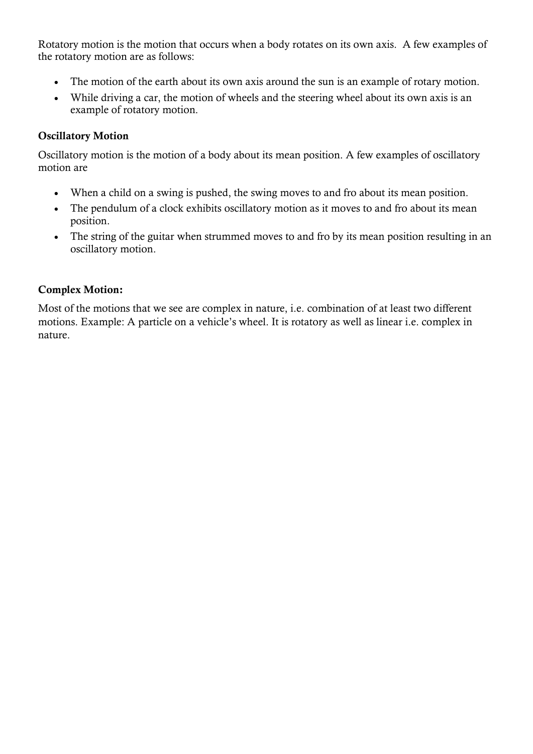Rotatory motion is the motion that occurs when a body rotates on its own axis. A few examples of the rotatory motion are as follows:

- The motion of the earth about its own axis around the sun is an example of rotary motion.
- While driving a car, the motion of wheels and the steering wheel about its own axis is an example of rotatory motion.

**Oscillatory Motion**

Oscillatory motion is the motion of a body about its mean position. A few examples of oscillatory motion are

- When a child on a swing is pushed, the swing moves to and fro about its mean position.
- The pendulum of a clock exhibits oscillatory motion as it moves to and fro about its mean position.
- The string of the guitar when strummed moves to and fro by its mean position resulting in an oscillatory motion.

**Complex Motion:**

Most of the motions that we see are complex in nature, i.e. combination of at least two different motions. Example: A particle on a vehicle's wheel. It is rotatory as well as linear i.e. complex in nature.